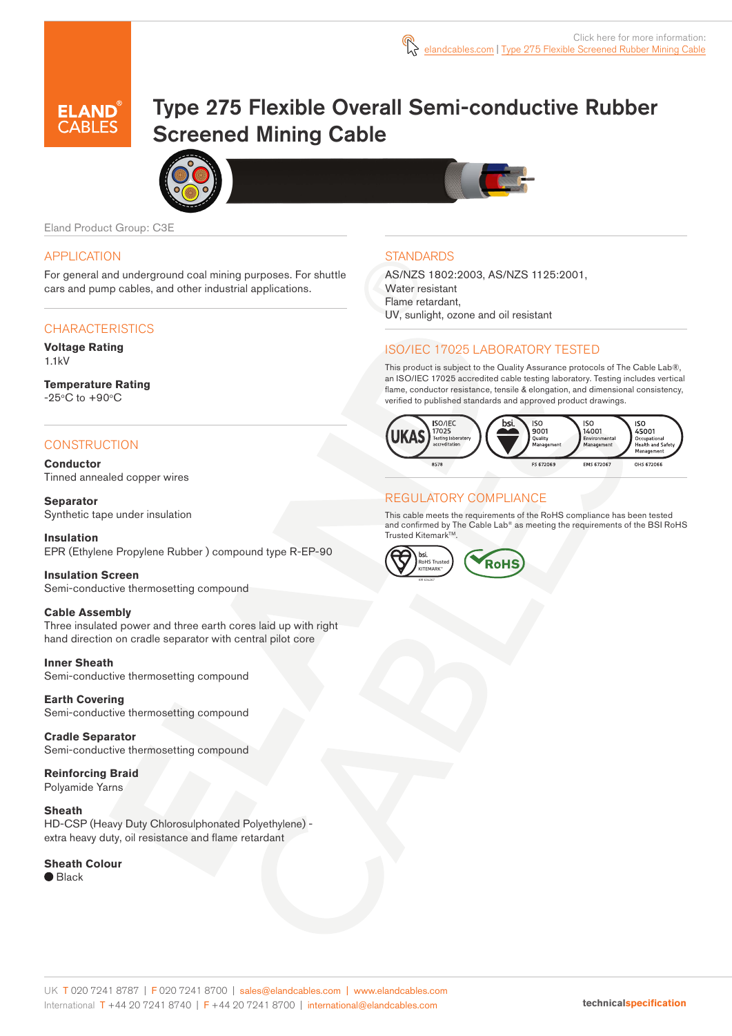Click here for more information: elandcables.com | Type 275 Flexible Screened Rubber Mining Cable

# Type 275 Flexible Overall Semi-conductive Rubber Screened Mining Cable

Eland Product Group: C3E

## APPLICATION

For general and underground coal mining purposes. For shuttle cars and pump cables, and other industrial applications.

## CHARACTERISTICS

**Voltage Rating**
1.1kV

**Temperature Rating**
-25°C to +90°C

## CONSTRUCTION

**Conductor**
Tinned annealed copper wires

**Separator**
Synthetic tape under insulation

**Insulation**
EPR (Ethylene Propylene Rubber ) compound type R-EP-90

**Insulation Screen**
Semi-conductive thermosetting compound

**Cable Assembly**
Three insulated power and three earth cores laid up with right hand direction on cradle separator with central pilot core

**Inner Sheath**
Semi-conductive thermosetting compound

**Earth Covering**
Semi-conductive thermosetting compound

**Cradle Separator**
Semi-conductive thermosetting compound

**Reinforcing Braid**
Polyamide Yarns

**Sheath**
HD-CSP (Heavy Duty Chlorosulphonated Polyethylene) - extra heavy duty, oil resistance and flame retardant

**Sheath Colour**
● Black

## STANDARDS

AS/NZS 1802:2003, AS/NZS 1125:2001,
Water resistant
Flame retardant,
UV, sunlight, ozone and oil resistant

## ISO/IEC 17025 LABORATORY TESTED

This product is subject to the Quality Assurance protocols of The Cable Lab®, an ISO/IEC 17025 accredited cable testing laboratory. Testing includes vertical flame, conductor resistance, tensile & elongation, and dimensional consistency, verified to published standards and approved product drawings.

UKAS ISO/IEC 17025 Testing laboratory accreditation 8578 | bsi. ISO 9001 Quality Management FS 672069 | ISO 14001 Environmental Management EMS 672067 | ISO 45001 Occupational Health and Safety Management OHS 672066

## REGULATORY COMPLIANCE

This cable meets the requirements of the RoHS compliance has been tested and confirmed by The Cable Lab® as meeting the requirements of the BSI RoHS Trusted Kitemark™.

bsi. RoHS Trusted KITEMARK™ | RoHS

UK T 020 7241 8787 | F 020 7241 8700 | sales@elandcables.com | www.elandcables.com
International T +44 20 7241 8740 | F +44 20 7241 8700 | international@elandcables.com

technicalspecification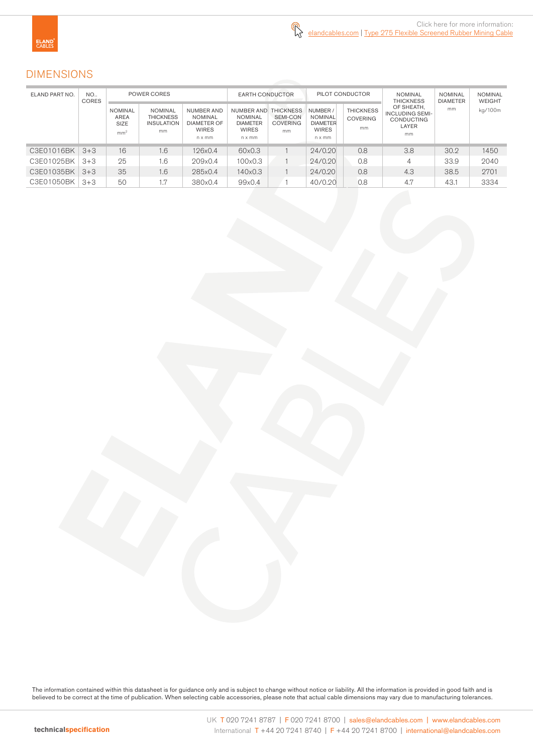Click here for more information:
elandcables.com | Type 275 Flexible Screened Rubber Mining Cable

## DIMENSIONS

| ELAND PART NO. | NO.. CORES | POWER CORES | | | EARTH CONDUCTOR | | PILOT CONDUCTOR | | NOMINAL THICKNESS OF SHEATH, INCLUDING SEMI-CONDUCTING LAYER mm | NOMINAL DIAMETER mm | NOMINAL WEIGHT kg/100m |
|---|---|---|---|---|---|---|---|---|---|---|---|
| | | NOMINAL AREA SIZE $mm^2$ | NOMINAL THICKNESS INSULATION mm | NUMBER AND NOMINAL DIAMETER OF WIRES n x mm | NUMBER AND NOMINAL DIAMETER WIRES n x mm | THICKNESS SEMI-CON COVERING mm | NUMBER / NOMINAL DIAMETER WIRES n x mm | THICKNESS COVERING mm | | | |
| C3E01016BK | 3+3 | 16 | 1.6 | 126x0.4 | 60x0.3 | 1 | 24/0.20 | 0.8 | 3.8 | 30.2 | 1450 |
| C3E01025BK | 3+3 | 25 | 1.6 | 209x0.4 | 100x0.3 | 1 | 24/0.20 | 0.8 | 4 | 33.9 | 2040 |
| C3E01035BK | 3+3 | 35 | 1.6 | 285x0.4 | 140x0.3 | 1 | 24/0.20 | 0.8 | 4.3 | 38.5 | 2701 |
| C3E01050BK | 3+3 | 50 | 1.7 | 380x0.4 | 99x0.4 | 1 | 40/0.20 | 0.8 | 4.7 | 43.1 | 3334 |

The information contained within this datasheet is for guidance only and is subject to change without notice or liability. All the information is provided in good faith and is believed to be correct at the time of publication. When selecting cable accessories, please note that actual cable dimensions may vary due to manufacturing tolerances.

**technicalspecification**

UK T 020 7241 8787 | F 020 7241 8700 | sales@elandcables.com | www.elandcables.com
International T +44 20 7241 8740 | F +44 20 7241 8700 | international@elandcables.com